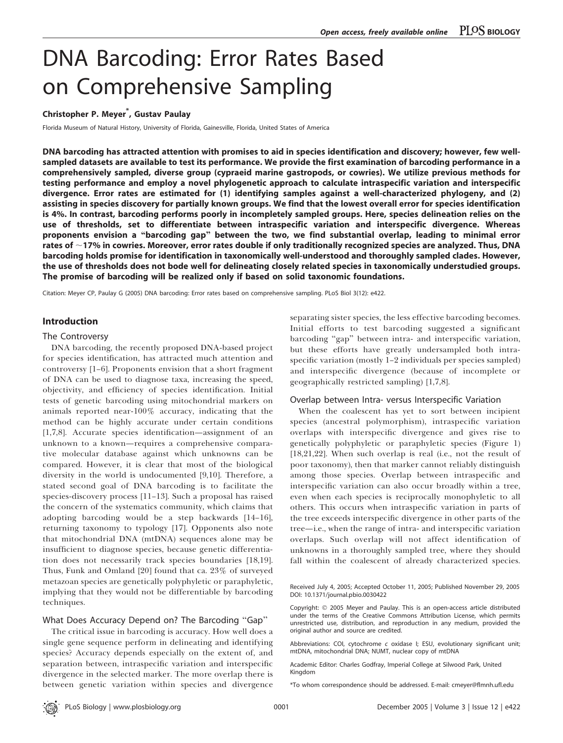# DNA Barcoding: Error Rates Based on Comprehensive Sampling

**Christopher P. Meyer[*], Gustav Paulay**

Florida Museum of Natural History, University of Florida, Gainesville, Florida, United States of America

**DNA barcoding has attracted attention with promises to aid in species identification and discovery; however, few well-sampled datasets are available to test its performance. We provide the first examination of barcoding performance in a comprehensively sampled, diverse group (cypraeid marine gastropods, or cowries). We utilize previous methods for testing performance and employ a novel phylogenetic approach to calculate intraspecific variation and interspecific divergence. Error rates are estimated for (1) identifying samples against a well-characterized phylogeny, and (2) assisting in species discovery for partially known groups. We find that the lowest overall error for species identification is 4%. In contrast, barcoding performs poorly in incompletely sampled groups. Here, species delineation relies on the use of thresholds, set to differentiate between intraspecific variation and interspecific divergence. Whereas proponents envision a "barcoding gap" between the two, we find substantial overlap, leading to minimal error rates of ~17% in cowries. Moreover, error rates double if only traditionally recognized species are analyzed. Thus, DNA barcoding holds promise for identification in taxonomically well-understood and thoroughly sampled clades. However, the use of thresholds does not bode well for delineating closely related species in taxonomically understudied groups. The promise of barcoding will be realized only if based on solid taxonomic foundations.**

Citation: Meyer CP, Paulay G (2005) DNA barcoding: Error rates based on comprehensive sampling. PLoS Biol 3(12): e422.

## Introduction

### The Controversy

DNA barcoding, the recently proposed DNA-based project for species identification, has attracted much attention and controversy [1–6]. Proponents envision that a short fragment of DNA can be used to diagnose taxa, increasing the speed, objectivity, and efficiency of species identification. Initial tests of genetic barcoding using mitochondrial markers on animals reported near-100% accuracy, indicating that the method can be highly accurate under certain conditions [1,7,8]. Accurate species identification—assignment of an unknown to a known—requires a comprehensive comparative molecular database against which unknowns can be compared. However, it is clear that most of the biological diversity in the world is undocumented [9,10]. Therefore, a stated second goal of DNA barcoding is to facilitate the species-discovery process [11–13]. Such a proposal has raised the concern of the systematics community, which claims that adopting barcoding would be a step backwards [14–16], returning taxonomy to typology [17]. Opponents also note that mitochondrial DNA (mtDNA) sequences alone may be insufficient to diagnose species, because genetic differentiation does not necessarily track species boundaries [18,19]. Thus, Funk and Omland [20] found that ca. 23% of surveyed metazoan species are genetically polyphyletic or paraphyletic, implying that they would not be differentiable by barcoding techniques.

### What Does Accuracy Depend on? The Barcoding "Gap"

The critical issue in barcoding is accuracy. How well does a single gene sequence perform in delineating and identifying species? Accuracy depends especially on the extent of, and separation between, intraspecific variation and interspecific divergence in the selected marker. The more overlap there is between genetic variation within species and divergence separating sister species, the less effective barcoding becomes. Initial efforts to test barcoding suggested a significant barcoding "gap" between intra- and interspecific variation, but these efforts have greatly undersampled both intraspecific variation (mostly 1–2 individuals per species sampled) and interspecific divergence (because of incomplete or geographically restricted sampling) [1,7,8].

### Overlap between Intra- versus Interspecific Variation

When the coalescent has yet to sort between incipient species (ancestral polymorphism), intraspecific variation overlaps with interspecific divergence and gives rise to genetically polyphyletic or paraphyletic species (Figure 1) [18,21,22]. When such overlap is real (i.e., not the result of poor taxonomy), then that marker cannot reliably distinguish among those species. Overlap between intraspecific and interspecific variation can also occur broadly within a tree, even when each species is reciprocally monophyletic to all others. This occurs when intraspecific variation in parts of the tree exceeds interspecific divergence in other parts of the tree—i.e., when the range of intra- and interspecific variation overlaps. Such overlap will not affect identification of unknowns in a thoroughly sampled tree, where they should fall within the coalescent of already characterized species.

Received July 4, 2005; Accepted October 11, 2005; Published November 29, 2005
DOI: 10.1371/journal.pbio.0030422

Copyright: © 2005 Meyer and Paulay. This is an open-access article distributed under the terms of the Creative Commons Attribution License, which permits unrestricted use, distribution, and reproduction in any medium, provided the original author and source are credited.

Abbreviations: COI, cytochrome c oxidase I; ESU, evolutionary significant unit; mtDNA, mitochondrial DNA; NUMT, nuclear copy of mtDNA

Academic Editor: Charles Godfray, Imperial College at Silwood Park, United Kingdom

*To whom correspondence should be addressed. E-mail: cmeyer@flmnh.ufl.edu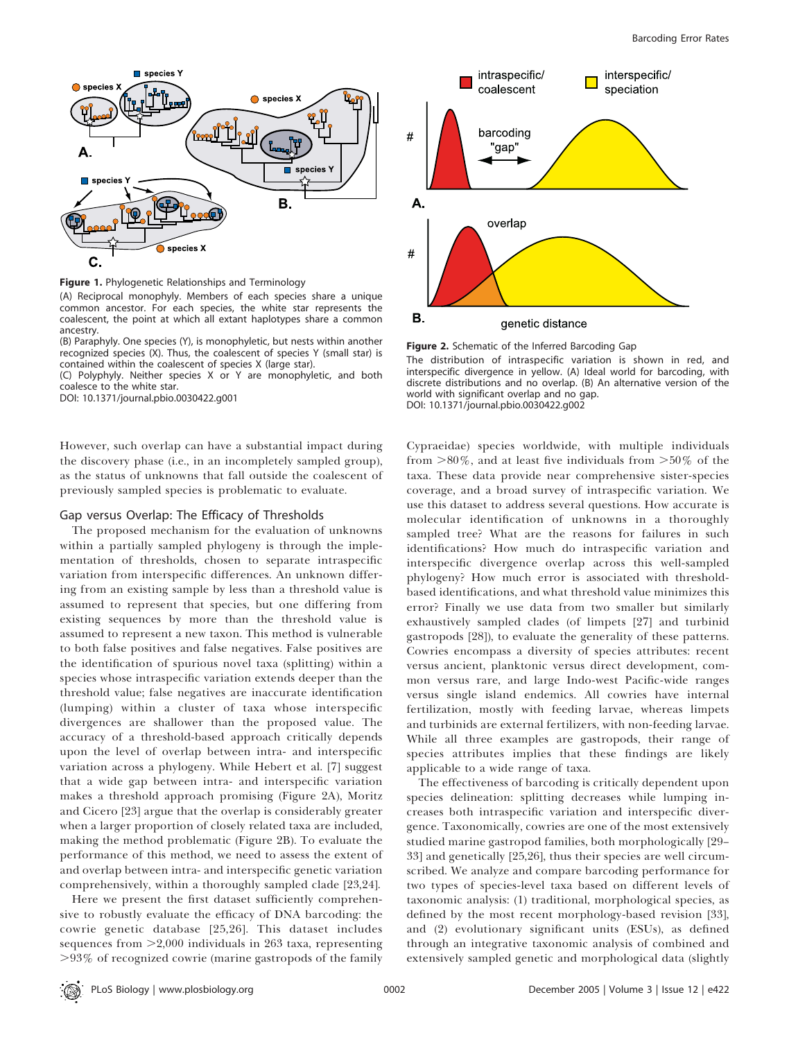**Figure 1.** Phylogenetic Relationships and Terminology

(A) Reciprocal monophyly. Members of each species share a unique common ancestor. For each species, the white star represents the coalescent, the point at which all extant haplotypes share a common ancestry.

(B) Paraphyly. One species (Y), is monophyletic, but nests within another recognized species (X). Thus, the coalescent of species Y (small star) is contained within the coalescent of species X (large star).

(C) Polyphyly. Neither species X or Y are monophyletic, and both coalesce to the white star.

DOI: 10.1371/journal.pbio.0030422.g001

**Figure 2.** Schematic of the Inferred Barcoding Gap

The distribution of intraspecific variation is shown in red, and interspecific divergence in yellow. (A) Ideal world for barcoding, with discrete distributions and no overlap. (B) An alternative version of the world with significant overlap and no gap.

DOI: 10.1371/journal.pbio.0030422.g002

However, such overlap can have a substantial impact during the discovery phase (i.e., in an incompletely sampled group), as the status of unknowns that fall outside the coalescent of previously sampled species is problematic to evaluate.

## Gap versus Overlap: The Efficacy of Thresholds

The proposed mechanism for the evaluation of unknowns within a partially sampled phylogeny is through the implementation of thresholds, chosen to separate intraspecific variation from interspecific differences. An unknown differing from an existing sample by less than a threshold value is assumed to represent that species, but one differing from existing sequences by more than the threshold value is assumed to represent a new taxon. This method is vulnerable to both false positives and false negatives. False positives are the identification of spurious novel taxa (splitting) within a species whose intraspecific variation extends deeper than the threshold value; false negatives are inaccurate identification (lumping) within a cluster of taxa whose interspecific divergences are shallower than the proposed value. The accuracy of a threshold-based approach critically depends upon the level of overlap between intra- and interspecific variation across a phylogeny. While Hebert et al. [7] suggest that a wide gap between intra- and interspecific variation makes a threshold approach promising (Figure 2A), Moritz and Cicero [23] argue that the overlap is considerably greater when a larger proportion of closely related taxa are included, making the method problematic (Figure 2B). To evaluate the performance of this method, we need to assess the extent of and overlap between intra- and interspecific genetic variation comprehensively, within a thoroughly sampled clade [23,24].

Here we present the first dataset sufficiently comprehensive to robustly evaluate the efficacy of DNA barcoding: the cowrie genetic database [25,26]. This dataset includes sequences from >2,000 individuals in 263 taxa, representing >93% of recognized cowrie (marine gastropods of the family Cypraeidae) species worldwide, with multiple individuals from >80%, and at least five individuals from >50% of the taxa. These data provide near comprehensive sister-species coverage, and a broad survey of intraspecific variation. We use this dataset to address several questions. How accurate is molecular identification of unknowns in a thoroughly sampled tree? What are the reasons for failures in such identifications? How much do intraspecific variation and interspecific divergence overlap across this well-sampled phylogeny? How much error is associated with threshold-based identifications, and what threshold value minimizes this error? Finally we use data from two smaller but similarly exhaustively sampled clades (of limpets [27] and turbinid gastropods [28]), to evaluate the generality of these patterns. Cowries encompass a diversity of species attributes: recent versus ancient, planktonic versus direct development, common versus rare, and large Indo-west Pacific-wide ranges versus single island endemics. All cowries have internal fertilization, mostly with feeding larvae, whereas limpets and turbinids are external fertilizers, with non-feeding larvae. While all three examples are gastropods, their range of species attributes implies that these findings are likely applicable to a wide range of taxa.

The effectiveness of barcoding is critically dependent upon species delineation: splitting decreases while lumping increases both intraspecific variation and interspecific divergence. Taxonomically, cowries are one of the most extensively studied marine gastropod families, both morphologically [29–33] and genetically [25,26], thus their species are well circumscribed. We analyze and compare barcoding performance for two types of species-level taxa based on different levels of taxonomic analysis: (1) traditional, morphological species, as defined by the most recent morphology-based revision [33], and (2) evolutionary significant units (ESUs), as defined through an integrative taxonomic analysis of combined and extensively sampled genetic and morphological data (slightly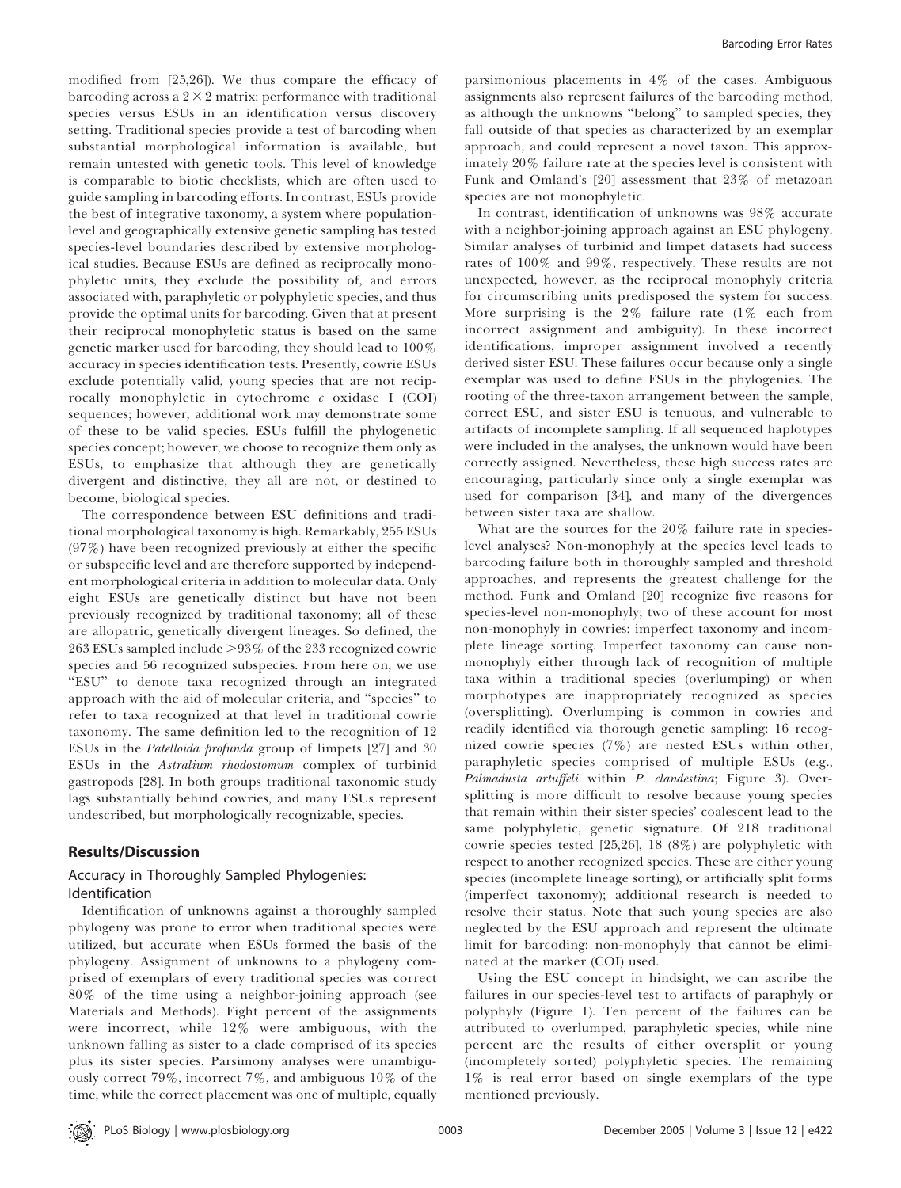modified from [25,26]). We thus compare the efficacy of barcoding across a $2 \times 2$ matrix: performance with traditional species versus ESUs in an identification versus discovery setting. Traditional species provide a test of barcoding when substantial morphological information is available, but remain untested with genetic tools. This level of knowledge is comparable to biotic checklists, which are often used to guide sampling in barcoding efforts. In contrast, ESUs provide the best of integrative taxonomy, a system where population-level and geographically extensive genetic sampling has tested species-level boundaries described by extensive morphological studies. Because ESUs are defined as reciprocally monophyletic units, they exclude the possibility of, and errors associated with, paraphyletic or polyphyletic species, and thus provide the optimal units for barcoding. Given that at present their reciprocal monophyletic status is based on the same genetic marker used for barcoding, they should lead to 100% accuracy in species identification tests. Presently, cowrie ESUs exclude potentially valid, young species that are not reciprocally monophyletic in cytochrome *c* oxidase I (COI) sequences; however, additional work may demonstrate some of these to be valid species. ESUs fulfill the phylogenetic species concept; however, we choose to recognize them only as ESUs, to emphasize that although they are genetically divergent and distinctive, they all are not, or destined to become, biological species.

The correspondence between ESU definitions and traditional morphological taxonomy is high. Remarkably, 255 ESUs (97%) have been recognized previously at either the specific or subspecific level and are therefore supported by independent morphological criteria in addition to molecular data. Only eight ESUs are genetically distinct but have not been previously recognized by traditional taxonomy; all of these are allopatric, genetically divergent lineages. So defined, the 263 ESUs sampled include >93% of the 233 recognized cowrie species and 56 recognized subspecies. From here on, we use "ESU" to denote taxa recognized through an integrated approach with the aid of molecular criteria, and "species" to refer to taxa recognized at that level in traditional cowrie taxonomy. The same definition led to the recognition of 12 ESUs in the *Patelloida profunda* group of limpets [27] and 30 ESUs in the *Astralium rhodostomum* complex of turbinid gastropods [28]. In both groups traditional taxonomic study lags substantially behind cowries, and many ESUs represent undescribed, but morphologically recognizable, species.

## Results/Discussion

### Accuracy in Thoroughly Sampled Phylogenies: Identification

Identification of unknowns against a thoroughly sampled phylogeny was prone to error when traditional species were utilized, but accurate when ESUs formed the basis of the phylogeny. Assignment of unknowns to a phylogeny comprised of exemplars of every traditional species was correct 80% of the time using a neighbor-joining approach (see Materials and Methods). Eight percent of the assignments were incorrect, while 12% were ambiguous, with the unknown falling as sister to a clade comprised of its species plus its sister species. Parsimony analyses were unambiguously correct 79%, incorrect 7%, and ambiguous 10% of the time, while the correct placement was one of multiple, equally parsimonious placements in 4% of the cases. Ambiguous assignments also represent failures of the barcoding method, as although the unknowns "belong" to sampled species, they fall outside of that species as characterized by an exemplar approach, and could represent a novel taxon. This approximately 20% failure rate at the species level is consistent with Funk and Omland's [20] assessment that 23% of metazoan species are not monophyletic.

In contrast, identification of unknowns was 98% accurate with a neighbor-joining approach against an ESU phylogeny. Similar analyses of turbinid and limpet datasets had success rates of 100% and 99%, respectively. These results are not unexpected, however, as the reciprocal monophyly criteria for circumscribing units predisposed the system for success. More surprising is the 2% failure rate (1% each from incorrect assignment and ambiguity). In these incorrect identifications, improper assignment involved a recently derived sister ESU. These failures occur because only a single exemplar was used to define ESUs in the phylogenies. The rooting of the three-taxon arrangement between the sample, correct ESU, and sister ESU is tenuous, and vulnerable to artifacts of incomplete sampling. If all sequenced haplotypes were included in the analyses, the unknown would have been correctly assigned. Nevertheless, these high success rates are encouraging, particularly since only a single exemplar was used for comparison [34], and many of the divergences between sister taxa are shallow.

What are the sources for the 20% failure rate in species-level analyses? Non-monophyly at the species level leads to barcoding failure both in thoroughly sampled and threshold approaches, and represents the greatest challenge for the method. Funk and Omland [20] recognize five reasons for species-level non-monophyly; two of these account for most non-monophyly in cowries: imperfect taxonomy and incomplete lineage sorting. Imperfect taxonomy can cause non-monophyly either through lack of recognition of multiple taxa within a traditional species (overlumping) or when morphotypes are inappropriately recognized as species (oversplitting). Overlumping is common in cowries and readily identified via thorough genetic sampling: 16 recognized cowrie species (7%) are nested ESUs within other, paraphyletic species comprised of multiple ESUs (e.g., *Palmadusta artuffeli* within *P. clandestina*; Figure 3). Oversplitting is more difficult to resolve because young species that remain within their sister species' coalescent lead to the same polyphyletic, genetic signature. Of 218 traditional cowrie species tested [25,26], 18 (8%) are polyphyletic with respect to another recognized species. These are either young species (incomplete lineage sorting), or artificially split forms (imperfect taxonomy); additional research is needed to resolve their status. Note that such young species are also neglected by the ESU approach and represent the ultimate limit for barcoding: non-monophyly that cannot be eliminated at the marker (COI) used.

Using the ESU concept in hindsight, we can ascribe the failures in our species-level test to artifacts of paraphyly or polyphyly (Figure 1). Ten percent of the failures can be attributed to overlumped, paraphyletic species, while nine percent are the results of either oversplit or young (incompletely sorted) polyphyletic species. The remaining 1% is real error based on single exemplars of the type mentioned previously.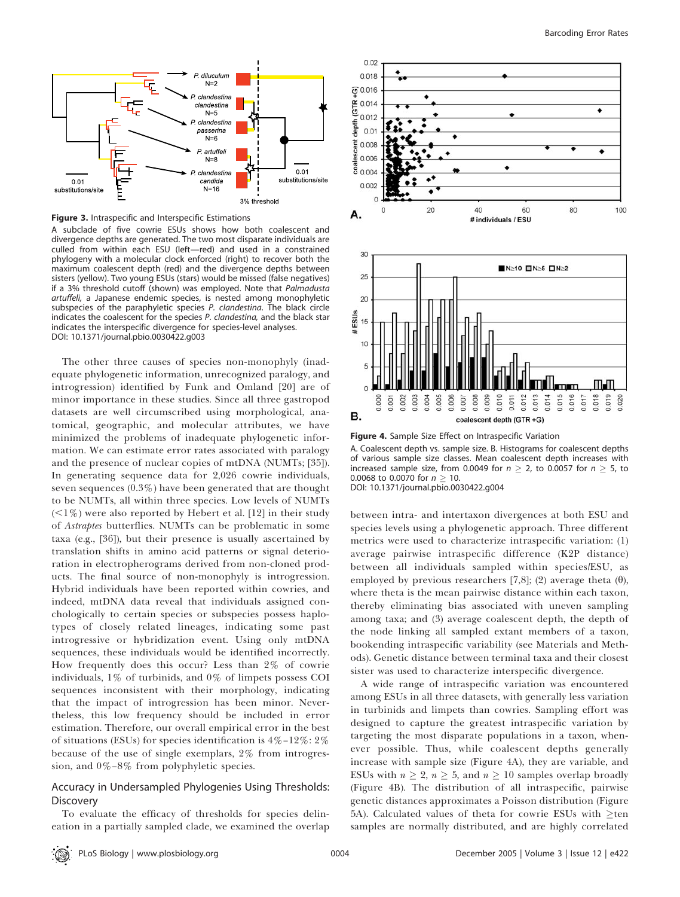**Figure 3.** Intraspecific and Interspecific Estimations

A subclade of five cowrie ESUs shows how both coalescent and divergence depths are generated. The two most disparate individuals are culled from within each ESU (left—red) and used in a constrained phylogeny with a molecular clock enforced (right) to recover both the maximum coalescent depth (red) and the divergence depths between sisters (yellow). Two young ESUs (stars) would be missed (false negatives) if a 3% threshold cutoff (shown) was employed. Note that *Palmadusta artuffeli,* a Japanese endemic species, is nested among monophyletic subspecies of the paraphyletic species *P. clandestina.* The black circle indicates the coalescent for the species *P. clandestina,* and the black star indicates the interspecific divergence for species-level analyses.
DOI: 10.1371/journal.pbio.0030422.g003

**Figure 4.** Sample Size Effect on Intraspecific Variation

A. Coalescent depth vs. sample size. B. Histograms for coalescent depths of various sample size classes. Mean coalescent depth increases with increased sample size, from 0.0049 for $n \geq 2$, to 0.0057 for $n \geq 5$, to 0.0068 to 0.0070 for $n \geq 10$.
DOI: 10.1371/journal.pbio.0030422.g004

The other three causes of species non-monophyly (inadequate phylogenetic information, unrecognized paralogy, and introgression) identified by Funk and Omland [20] are of minor importance in these studies. Since all three gastropod datasets are well circumscribed using morphological, anatomical, geographic, and molecular attributes, we have minimized the problems of inadequate phylogenetic information. We can estimate error rates associated with paralogy and the presence of nuclear copies of mtDNA (NUMTs; [35]). In generating sequence data for 2,026 cowrie individuals, seven sequences (0.3%) have been generated that are thought to be NUMTs, all within three species. Low levels of NUMTs (<1%) were also reported by Hebert et al. [12] in their study of *Astraptes* butterflies. NUMTs can be problematic in some taxa (e.g., [36]), but their presence is usually ascertained by translation shifts in amino acid patterns or signal deterioration in electropherograms derived from non-cloned products. The final source of non-monophyly is introgression. Hybrid individuals have been reported within cowries, and indeed, mtDNA data reveal that individuals assigned conchologically to certain species or subspecies possess haplotypes of closely related lineages, indicating some past introgressive or hybridization event. Using only mtDNA sequences, these individuals would be identified incorrectly. How frequently does this occur? Less than 2% of cowrie individuals, 1% of turbinids, and 0% of limpets possess COI sequences inconsistent with their morphology, indicating that the impact of introgression has been minor. Nevertheless, this low frequency should be included in error estimation. Therefore, our overall empirical error in the best of situations (ESUs) for species identification is 4%–12%: 2% because of the use of single exemplars, 2% from introgression, and 0%–8% from polyphyletic species.

## Accuracy in Undersampled Phylogenies Using Thresholds: Discovery

To evaluate the efficacy of thresholds for species delineation in a partially sampled clade, we examined the overlap between intra- and intertaxon divergences at both ESU and species levels using a phylogenetic approach. Three different metrics were used to characterize intraspecific variation: (1) average pairwise intraspecific difference (K2P distance) between all individuals sampled within species/ESU, as employed by previous researchers [7,8]; (2) average theta (θ), where theta is the mean pairwise distance within each taxon, thereby eliminating bias associated with uneven sampling among taxa; and (3) average coalescent depth, the depth of the node linking all sampled extant members of a taxon, bookending intraspecific variability (see Materials and Methods). Genetic distance between terminal taxa and their closest sister was used to characterize interspecific divergence.

A wide range of intraspecific variation was encountered among ESUs in all three datasets, with generally less variation in turbinids and limpets than cowries. Sampling effort was designed to capture the greatest intraspecific variation by targeting the most disparate populations in a taxon, whenever possible. Thus, while coalescent depths generally increase with sample size (Figure 4A), they are variable, and ESUs with $n \geq 2$, $n \geq 5$, and $n \geq 10$ samples overlap broadly (Figure 4B). The distribution of all intraspecific, pairwise genetic distances approximates a Poisson distribution (Figure 5A). Calculated values of theta for cowrie ESUs with ≥ten samples are normally distributed, and are highly correlated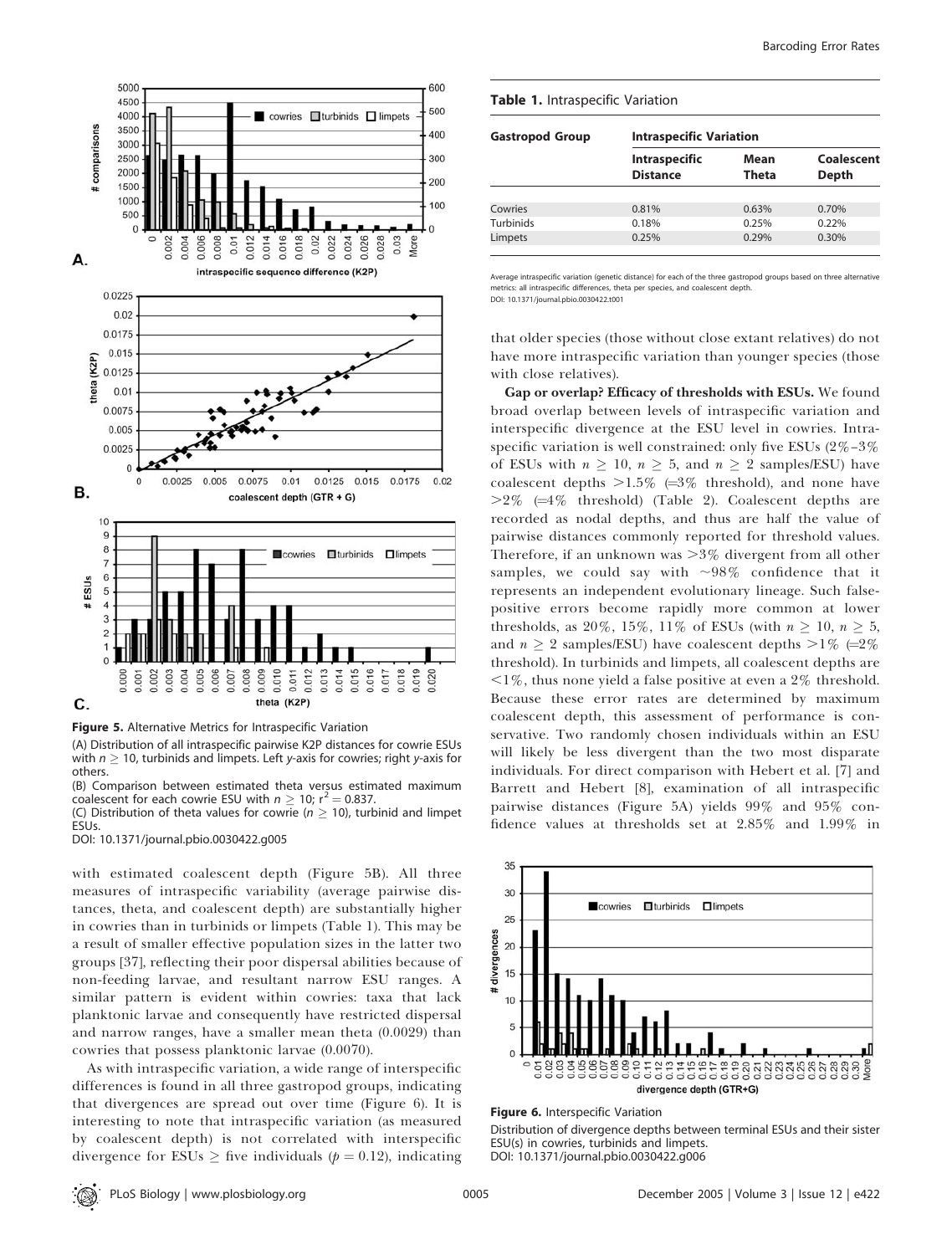**Figure 5.** Alternative Metrics for Intraspecific Variation

(A) Distribution of all intraspecific pairwise K2P distances for cowrie ESUs with $n \geq 10$, turbinids and limpets. Left y-axis for cowries; right y-axis for others.

(B) Comparison between estimated theta versus estimated maximum coalescent for each cowrie ESU with $n \geq 10$; $r^2 = 0.837$.

(C) Distribution of theta values for cowrie ($n \geq 10$), turbinid and limpet ESUs.

DOI: 10.1371/journal.pbio.0030422.g005

with estimated coalescent depth (Figure 5B). All three measures of intraspecific variability (average pairwise distances, theta, and coalescent depth) are substantially higher in cowries than in turbinids or limpets (Table 1). This may be a result of smaller effective population sizes in the latter two groups [37], reflecting their poor dispersal abilities because of non-feeding larvae, and resultant narrow ESU ranges. A similar pattern is evident within cowries: taxa that lack planktonic larvae and consequently have restricted dispersal and narrow ranges, have a smaller mean theta (0.0029) than cowries that possess planktonic larvae (0.0070).

As with intraspecific variation, a wide range of interspecific differences is found in all three gastropod groups, indicating that divergences are spread out over time (Figure 6). It is interesting to note that intraspecific variation (as measured by coalescent depth) is not correlated with interspecific divergence for ESUs $\geq$ five individuals ($p = 0.12$), indicating that older species (those without close extant relatives) do not have more intraspecific variation than younger species (those with close relatives).

**Table 1.** Intraspecific Variation

| Gastropod Group | Intraspecific Variation | | |
|---|---|---|---|
| | **Intraspecific Distance** | **Mean Theta** | **Coalescent Depth** |
| Cowries | 0.81% | 0.63% | 0.70% |
| Turbinids | 0.18% | 0.25% | 0.22% |
| Limpets | 0.25% | 0.29% | 0.30% |

Average intraspecific variation (genetic distance) for each of the three gastropod groups based on three alternative metrics: all intraspecific differences, theta per species, and coalescent depth.

DOI: 10.1371/journal.pbio.0030422.t001

**Gap or overlap? Efficacy of thresholds with ESUs.** We found broad overlap between levels of intraspecific variation and interspecific divergence at the ESU level in cowries. Intraspecific variation is well constrained: only five ESUs (2%–3% of ESUs with $n \geq 10$, $n \geq 5$, and $n \geq 2$ samples/ESU) have coalescent depths >1.5% (=3% threshold), and none have >2% (=4% threshold) (Table 2). Coalescent depths are recorded as nodal depths, and thus are half the value of pairwise distances commonly reported for threshold values. Therefore, if an unknown was >3% divergent from all other samples, we could say with ~98% confidence that it represents an independent evolutionary lineage. Such false-positive errors become rapidly more common at lower thresholds, as 20%, 15%, 11% of ESUs (with $n \geq 10$, $n \geq 5$, and $n \geq 2$ samples/ESU) have coalescent depths >1% (=2% threshold). In turbinids and limpets, all coalescent depths are <1%, thus none yield a false positive at even a 2% threshold. Because these error rates are determined by maximum coalescent depth, this assessment of performance is conservative. Two randomly chosen individuals within an ESU will likely be less divergent than the two most disparate individuals. For direct comparison with Hebert et al. [7] and Barrett and Hebert [8], examination of all intraspecific pairwise distances (Figure 5A) yields 99% and 95% confidence values at thresholds set at 2.85% and 1.99% in

**Figure 6.** Interspecific Variation

Distribution of divergence depths between terminal ESUs and their sister ESU(s) in cowries, turbinids and limpets.

DOI: 10.1371/journal.pbio.0030422.g006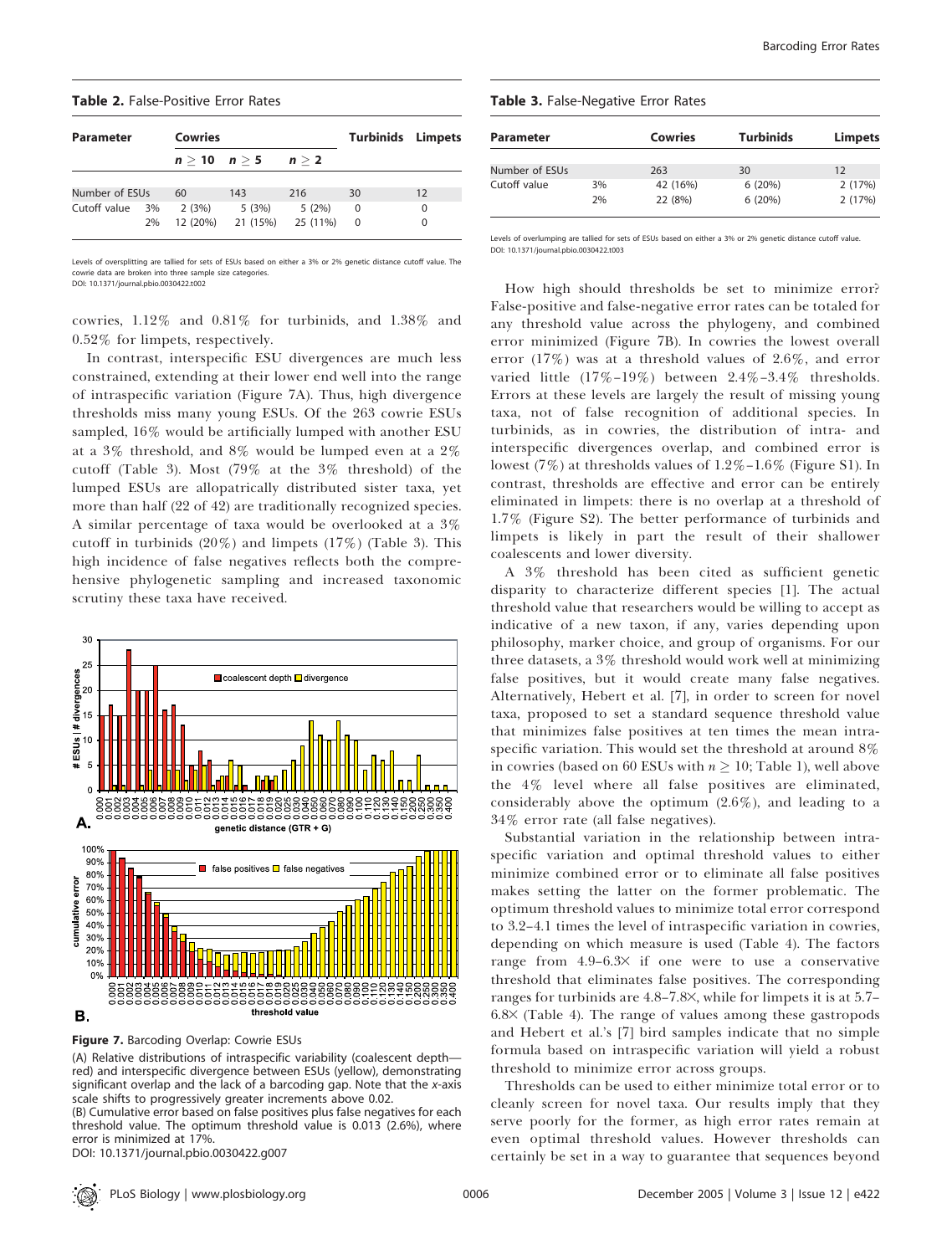**Table 2.** False-Positive Error Rates

| Parameter | | Cowries | | | Turbinids | Limpets |
|---|---|---|---|---|---|---|
| | | $n \geq 10$ | $n \geq 5$ | $n \geq 2$ | | |
| Number of ESUs | | 60 | 143 | 216 | 30 | 12 |
| Cutoff value | 3% | 2 (3%) | 5 (3%) | 5 (2%) | 0 | 0 |
| | 2% | 12 (20%) | 21 (15%) | 25 (11%) | 0 | 0 |

Levels of oversplitting are tallied for sets of ESUs based on either a 3% or 2% genetic distance cutoff value. The cowrie data are broken into three sample size categories.
DOI: 10.1371/journal.pbio.0030422.t002

cowries, 1.12% and 0.81% for turbinids, and 1.38% and 0.52% for limpets, respectively.

In contrast, interspecific ESU divergences are much less constrained, extending at their lower end well into the range of intraspecific variation (Figure 7A). Thus, high divergence thresholds miss many young ESUs. Of the 263 cowrie ESUs sampled, 16% would be artificially lumped with another ESU at a 3% threshold, and 8% would be lumped even at a 2% cutoff (Table 3). Most (79% at the 3% threshold) of the lumped ESUs are allopatrically distributed sister taxa, yet more than half (22 of 42) are traditionally recognized species. A similar percentage of taxa would be overlooked at a 3% cutoff in turbinids (20%) and limpets (17%) (Table 3). This high incidence of false negatives reflects both the comprehensive phylogenetic sampling and increased taxonomic scrutiny these taxa have received.

**Figure 7.** Barcoding Overlap: Cowrie ESUs

(A) Relative distributions of intraspecific variability (coalescent depth—red) and interspecific divergence between ESUs (yellow), demonstrating significant overlap and the lack of a barcoding gap. Note that the *x*-axis scale shifts to progressively greater increments above 0.02.

(B) Cumulative error based on false positives plus false negatives for each threshold value. The optimum threshold value is 0.013 (2.6%), where error is minimized at 17%.

DOI: 10.1371/journal.pbio.0030422.g007

**Table 3.** False-Negative Error Rates

| Parameter | | Cowries | Turbinids | Limpets |
|---|---|---|---|---|
| Number of ESUs | | 263 | 30 | 12 |
| Cutoff value | 3% | 42 (16%) | 6 (20%) | 2 (17%) |
| | 2% | 22 (8%) | 6 (20%) | 2 (17%) |

Levels of overlumping are tallied for sets of ESUs based on either a 3% or 2% genetic distance cutoff value.
DOI: 10.1371/journal.pbio.0030422.t003

How high should thresholds be set to minimize error? False-positive and false-negative error rates can be totaled for any threshold value across the phylogeny, and combined error minimized (Figure 7B). In cowries the lowest overall error (17%) was at a threshold values of 2.6%, and error varied little (17%–19%) between 2.4%–3.4% thresholds. Errors at these levels are largely the result of missing young taxa, not of false recognition of additional species. In turbinids, as in cowries, the distribution of intra- and interspecific divergences overlap, and combined error is lowest (7%) at thresholds values of 1.2%–1.6% (Figure S1). In contrast, thresholds are effective and error can be entirely eliminated in limpets: there is no overlap at a threshold of 1.7% (Figure S2). The better performance of turbinids and limpets is likely in part the result of their shallower coalescents and lower diversity.

A 3% threshold has been cited as sufficient genetic disparity to characterize different species [1]. The actual threshold value that researchers would be willing to accept as indicative of a new taxon, if any, varies depending upon philosophy, marker choice, and group of organisms. For our three datasets, a 3% threshold would work well at minimizing false positives, but it would create many false negatives. Alternatively, Hebert et al. [7], in order to screen for novel taxa, proposed to set a standard sequence threshold value that minimizes false positives at ten times the mean intraspecific variation. This would set the threshold at around 8% in cowries (based on 60 ESUs with $n \geq 10$; Table 1), well above the 4% level where all false positives are eliminated, considerably above the optimum (2.6%), and leading to a 34% error rate (all false negatives).

Substantial variation in the relationship between intraspecific variation and optimal threshold values to either minimize combined error or to eliminate all false positives makes setting the latter on the former problematic. The optimum threshold values to minimize total error correspond to 3.2–4.1 times the level of intraspecific variation in cowries, depending on which measure is used (Table 4). The factors range from 4.9–6.3× if one were to use a conservative threshold that eliminates false positives. The corresponding ranges for turbinids are 4.8–7.8×, while for limpets it is at 5.7–6.8× (Table 4). The range of values among these gastropods and Hebert et al.'s [7] bird samples indicate that no simple formula based on intraspecific variation will yield a robust threshold to minimize error across groups.

Thresholds can be used to either minimize total error or to cleanly screen for novel taxa. Our results imply that they serve poorly for the former, as high error rates remain at even optimal threshold values. However thresholds can certainly be set in a way to guarantee that sequences beyond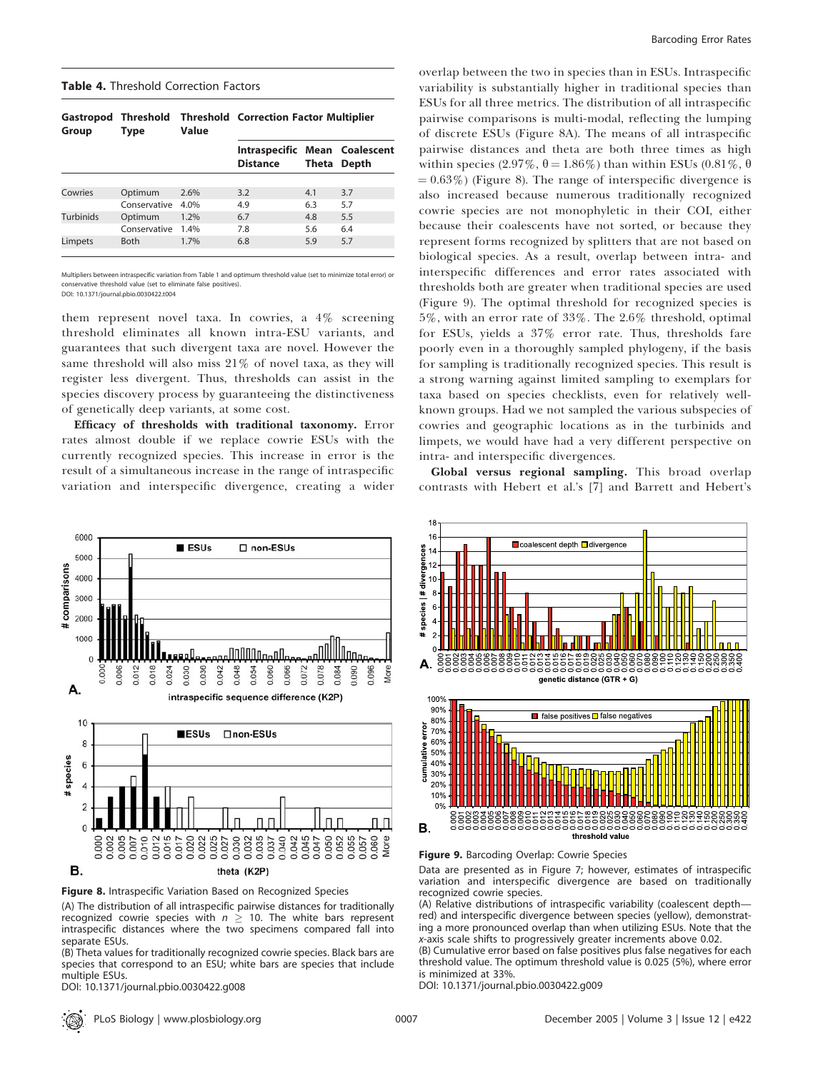**Table 4.** Threshold Correction Factors

| Gastropod Group | Threshold Type | Threshold Value | Threshold Correction Factor Multiplier | | |
|---|---|---|---|---|---|
| | | | Intraspecific Distance | Mean Theta | Coalescent Depth |
| Cowries | Optimum | 2.6% | 3.2 | 4.1 | 3.7 |
| | Conservative | 4.0% | 4.9 | 6.3 | 5.7 |
| Turbinids | Optimum | 1.2% | 6.7 | 4.8 | 5.5 |
| | Conservative | 1.4% | 7.8 | 5.6 | 6.4 |
| Limpets | Both | 1.7% | 6.8 | 5.9 | 5.7 |

Multipliers between intraspecific variation from Table 1 and optimum threshold value (set to minimize total error) or conservative threshold value (set to eliminate false positives).
DOI: 10.1371/journal.pbio.0030422.t004

them represent novel taxa. In cowries, a 4% screening threshold eliminates all known intra-ESU variants, and guarantees that such divergent taxa are novel. However the same threshold will also miss 21% of novel taxa, as they will register less divergent. Thus, thresholds can assist in the species discovery process by guaranteeing the distinctiveness of genetically deep variants, at some cost.

**Efficacy of thresholds with traditional taxonomy.** Error rates almost double if we replace cowrie ESUs with the currently recognized species. This increase in error is the result of a simultaneous increase in the range of intraspecific variation and interspecific divergence, creating a wider overlap between the two in species than in ESUs. Intraspecific variability is substantially higher in traditional species than ESUs for all three metrics. The distribution of all intraspecific pairwise comparisons is multi-modal, reflecting the lumping of discrete ESUs (Figure 8A). The means of all intraspecific pairwise distances and theta are both three times as high within species (2.97%, $\theta = 1.86\%$) than within ESUs (0.81%, $\theta = 0.63\%$) (Figure 8). The range of interspecific divergence is also increased because numerous traditionally recognized cowrie species are not monophyletic in their COI, either because their coalescents have not sorted, or because they represent forms recognized by splitters that are not based on biological species. As a result, overlap between intra- and interspecific differences and error rates associated with thresholds both are greater when traditional species are used (Figure 9). The optimal threshold for recognized species is 5%, with an error rate of 33%. The 2.6% threshold, optimal for ESUs, yields a 37% error rate. Thus, thresholds fare poorly even in a thoroughly sampled phylogeny, if the basis for sampling is traditionally recognized species. This result is a strong warning against limited sampling to exemplars for taxa based on species checklists, even for relatively well-known groups. Had we not sampled the various subspecies of cowries and geographic locations as in the turbinids and limpets, we would have had a very different perspective on intra- and interspecific divergences.

**Global versus regional sampling.** This broad overlap contrasts with Hebert et al.'s [7] and Barrett and Hebert's

**Figure 8.** Intraspecific Variation Based on Recognized Species

(A) The distribution of all intraspecific pairwise distances for traditionally recognized cowrie species with $n \geq 10$. The white bars represent intraspecific distances where the two specimens compared fall into separate ESUs.

(B) Theta values for traditionally recognized cowrie species. Black bars are species that correspond to an ESU; white bars are species that include multiple ESUs.

DOI: 10.1371/journal.pbio.0030422.g008

**Figure 9.** Barcoding Overlap: Cowrie Species

Data are presented as in Figure 7; however, estimates of intraspecific variation and interspecific divergence are based on traditionally recognized cowrie species.

(A) Relative distributions of intraspecific variability (coalescent depth—red) and interspecific divergence between species (yellow), demonstrating a more pronounced overlap than when utilizing ESUs. Note that the x-axis scale shifts to progressively greater increments above 0.02.

(B) Cumulative error based on false positives plus false negatives for each threshold value. The optimum threshold value is 0.025 (5%), where error is minimized at 33%.

DOI: 10.1371/journal.pbio.0030422.g009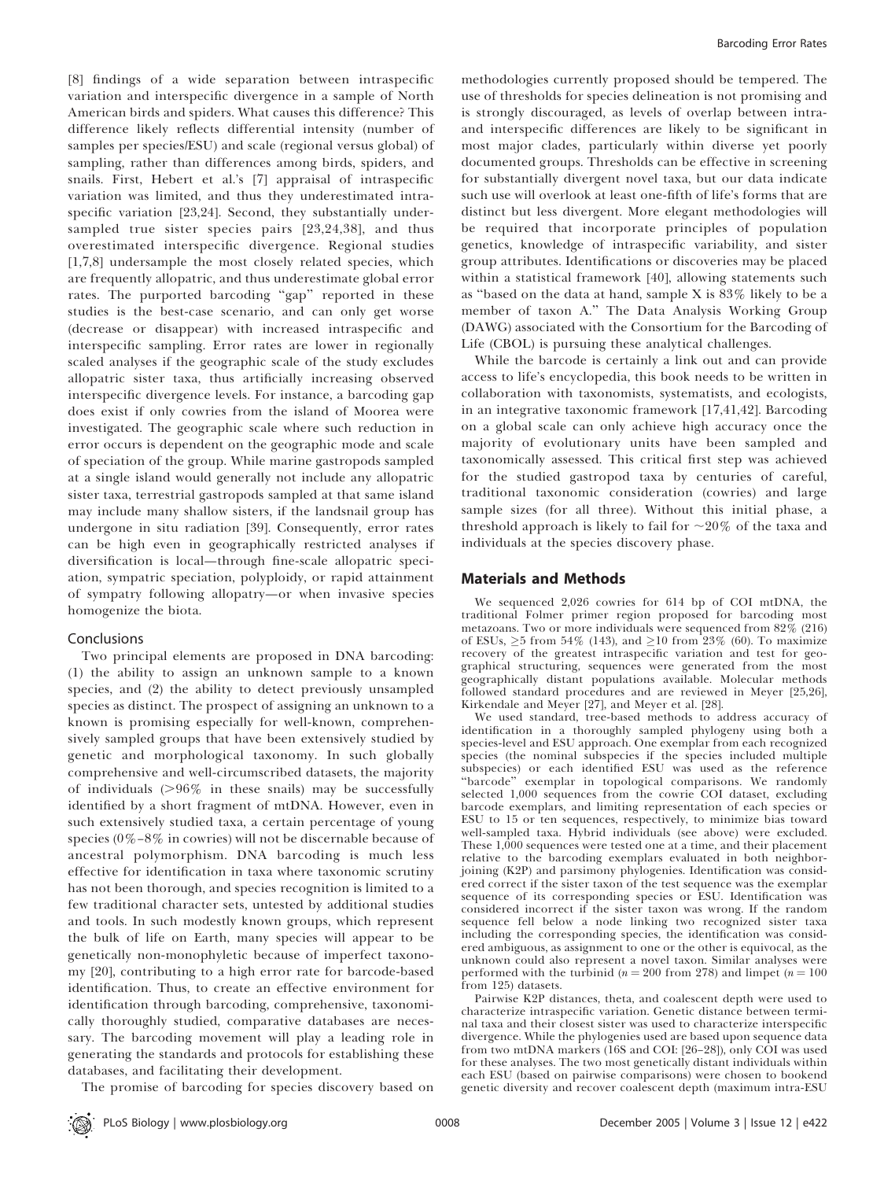[8] findings of a wide separation between intraspecific variation and interspecific divergence in a sample of North American birds and spiders. What causes this difference? This difference likely reflects differential intensity (number of samples per species/ESU) and scale (regional versus global) of sampling, rather than differences among birds, spiders, and snails. First, Hebert et al.'s [7] appraisal of intraspecific variation was limited, and thus they underestimated intraspecific variation [23,24]. Second, they substantially undersampled true sister species pairs [23,24,38], and thus overestimated interspecific divergence. Regional studies [1,7,8] undersample the most closely related species, which are frequently allopatric, and thus underestimate global error rates. The purported barcoding "gap" reported in these studies is the best-case scenario, and can only get worse (decrease or disappear) with increased intraspecific and interspecific sampling. Error rates are lower in regionally scaled analyses if the geographic scale of the study excludes allopatric sister taxa, thus artificially increasing observed interspecific divergence levels. For instance, a barcoding gap does exist if only cowries from the island of Moorea were investigated. The geographic scale where such reduction in error occurs is dependent on the geographic mode and scale of speciation of the group. While marine gastropods sampled at a single island would generally not include any allopatric sister taxa, terrestrial gastropods sampled at that same island may include many shallow sisters, if the landsnail group has undergone in situ radiation [39]. Consequently, error rates can be high even in geographically restricted analyses if diversification is local—through fine-scale allopatric speciation, sympatric speciation, polyploidy, or rapid attainment of sympatry following allopatry—or when invasive species homogenize the biota.

### Conclusions

Two principal elements are proposed in DNA barcoding: (1) the ability to assign an unknown sample to a known species, and (2) the ability to detect previously unsampled species as distinct. The prospect of assigning an unknown to a known is promising especially for well-known, comprehensively sampled groups that have been extensively studied by genetic and morphological taxonomy. In such globally comprehensive and well-circumscribed datasets, the majority of individuals (>96% in these snails) may be successfully identified by a short fragment of mtDNA. However, even in such extensively studied taxa, a certain percentage of young species (0%–8% in cowries) will not be discernable because of ancestral polymorphism. DNA barcoding is much less effective for identification in taxa where taxonomic scrutiny has not been thorough, and species recognition is limited to a few traditional character sets, untested by additional studies and tools. In such modestly known groups, which represent the bulk of life on Earth, many species will appear to be genetically non-monophyletic because of imperfect taxonomy [20], contributing to a high error rate for barcode-based identification. Thus, to create an effective environment for identification through barcoding, comprehensive, taxonomically thoroughly studied, comparative databases are necessary. The barcoding movement will play a leading role in generating the standards and protocols for establishing these databases, and facilitating their development.

The promise of barcoding for species discovery based on methodologies currently proposed should be tempered. The use of thresholds for species delineation is not promising and is strongly discouraged, as levels of overlap between intra- and interspecific differences are likely to be significant in most major clades, particularly within diverse yet poorly documented groups. Thresholds can be effective in screening for substantially divergent novel taxa, but our data indicate such use will overlook at least one-fifth of life's forms that are distinct but less divergent. More elegant methodologies will be required that incorporate principles of population genetics, knowledge of intraspecific variability, and sister group attributes. Identifications or discoveries may be placed within a statistical framework [40], allowing statements such as "based on the data at hand, sample X is 83% likely to be a member of taxon A." The Data Analysis Working Group (DAWG) associated with the Consortium for the Barcoding of Life (CBOL) is pursuing these analytical challenges.

While the barcode is certainly a link out and can provide access to life's encyclopedia, this book needs to be written in collaboration with taxonomists, systematists, and ecologists, in an integrative taxonomic framework [17,41,42]. Barcoding on a global scale can only achieve high accuracy once the majority of evolutionary units have been sampled and taxonomically assessed. This critical first step was achieved for the studied gastropod taxa by centuries of careful, traditional taxonomic consideration (cowries) and large sample sizes (for all three). Without this initial phase, a threshold approach is likely to fail for ~20% of the taxa and individuals at the species discovery phase.

## Materials and Methods

We sequenced 2,026 cowries for 614 bp of COI mtDNA, the traditional Folmer primer region proposed for barcoding most metazoans. Two or more individuals were sequenced from 82% (216) of ESUs, ≥5 from 54% (143), and ≥10 from 23% (60). To maximize recovery of the greatest intraspecific variation and test for geographical structuring, sequences were generated from the most geographically distant populations available. Molecular methods followed standard procedures and are reviewed in Meyer [25,26], Kirkendale and Meyer [27], and Meyer et al. [28].

We used standard, tree-based methods to address accuracy of identification in a thoroughly sampled phylogeny using both a species-level and ESU approach. One exemplar from each recognized species (the nominal subspecies if the species included multiple subspecies) or each identified ESU was used as the reference "barcode" exemplar in topological comparisons. We randomly selected 1,000 sequences from the cowrie COI dataset, excluding barcode exemplars, and limiting representation of each species or ESU to 15 or ten sequences, respectively, to minimize bias toward well-sampled taxa. Hybrid individuals (see above) were excluded. These 1,000 sequences were tested one at a time, and their placement relative to the barcoding exemplars evaluated in both neighbor-joining (K2P) and parsimony phylogenies. Identification was considered correct if the sister taxon of the test sequence was the exemplar sequence of its corresponding species or ESU. Identification was considered incorrect if the sister taxon was wrong. If the random sequence fell below a node linking two recognized sister taxa including the corresponding species, the identification was considered ambiguous, as assignment to one or the other is equivocal, as the unknown could also represent a novel taxon. Similar analyses were performed with the turbinid ($n = 200$ from 278) and limpet ($n = 100$ from 125) datasets.

Pairwise K2P distances, theta, and coalescent depth were used to characterize intraspecific variation. Genetic distance between terminal taxa and their closest sister was used to characterize interspecific divergence. While the phylogenies used are based upon sequence data from two mtDNA markers (16S and COI: [26–28]), only COI was used for these analyses. The two most genetically distant individuals within each ESU (based on pairwise comparisons) were chosen to bookend genetic diversity and recover coalescent depth (maximum intra-ESU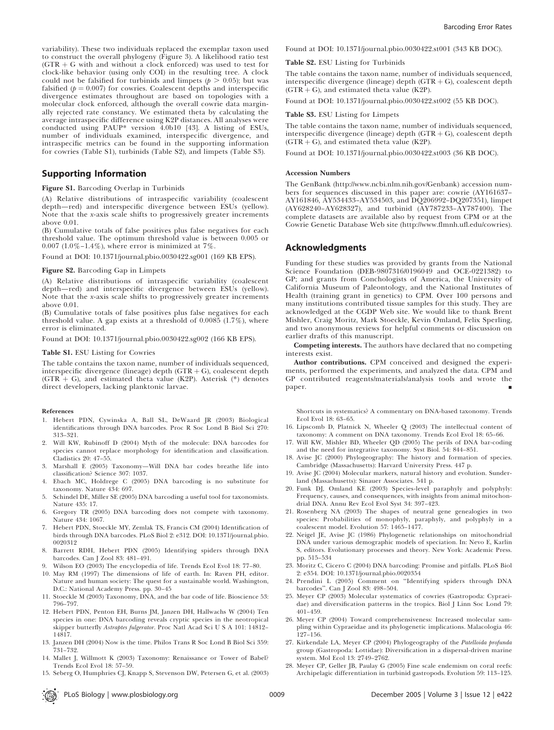variability). These two individuals replaced the exemplar taxon used to construct the overall phylogeny (Figure 3). A likelihood ratio test (GTR + G with and without a clock enforced) was used to test for clock-like behavior (using only COI) in the resulting tree. A clock could not be falsified for turbinids and limpets ($p > 0.05$); but was falsified ($p = 0.007$) for cowries. Coalescent depths and interspecific divergence estimates throughout are based on topologies with a molecular clock enforced, although the overall cowrie data marginally rejected rate constancy. We estimated theta by calculating the average intraspecific difference using K2P distances. All analyses were conducted using PAUP* version 4.0b10 [43]. A listing of ESUs, number of individuals examined, interspecific divergence, and intraspecific metrics can be found in the supporting information for cowries (Table S1), turbinids (Table S2), and limpets (Table S3).

## Supporting Information

**Figure S1.** Barcoding Overlap in Turbinids

(A) Relative distributions of intraspecific variability (coalescent depth—red) and interspecific divergence between ESUs (yellow). Note that the *x*-axis scale shifts to progressively greater increments above 0.01.

(B) Cumulative totals of false positives plus false negatives for each threshold value. The optimum threshold value is between 0.005 or 0.007 (1.0%–1.4%), where error is minimized at 7%.

Found at DOI: 10.1371/journal.pbio.0030422.sg001 (169 KB EPS).

**Figure S2.** Barcoding Gap in Limpets

(A) Relative distributions of intraspecific variability (coalescent depth—red) and interspecific divergence between ESUs (yellow). Note that the *x*-axis scale shifts to progressively greater increments above 0.01.

(B) Cumulative totals of false positives plus false negatives for each threshold value. A gap exists at a threshold of 0.0085 (1.7%), where error is eliminated.

Found at DOI: 10.1371/journal.pbio.0030422.sg002 (166 KB EPS).

**Table S1.** ESU Listing for Cowries

The table contains the taxon name, number of individuals sequenced, interspecific divergence (lineage) depth (GTR + G), coalescent depth (GTR + G), and estimated theta value (K2P). Asterisk (*) denotes direct developers, lacking planktonic larvae.

Found at DOI: 10.1371/journal.pbio.0030422.st001 (343 KB DOC).

**Table S2.** ESU Listing for Turbinids

The table contains the taxon name, number of individuals sequenced, interspecific divergence (lineage) depth (GTR + G), coalescent depth (GTR + G), and estimated theta value (K2P).

Found at DOI: 10.1371/journal.pbio.0030422.st002 (55 KB DOC).

**Table S3.** ESU Listing for Limpets

The table contains the taxon name, number of individuals sequenced, interspecific divergence (lineage) depth (GTR + G), coalescent depth (GTR + G), and estimated theta value (K2P).

Found at DOI: 10.1371/journal.pbio.0030422.st003 (36 KB DOC).

#### Accession Numbers

The GenBank (http://www.ncbi.nlm.nih.gov/Genbank) accession numbers for sequences discussed in this paper are: cowrie (AY161637–AY161846, AY534433–AY534503, and DQ206992–DQ207351), limpet (AY628240–AY628327), and turbinid (AY787233–AY787400). The complete datasets are available also by request from CPM or at the Cowrie Genetic Database Web site (http://www.flmnh.ufl.edu/cowries).

## Acknowledgments

Funding for these studies was provided by grants from the National Science Foundation (DEB-9807316/0196049 and OCE-0221382) to GP; and grants from Conchologists of America, the University of California Museum of Paleontology, and the National Institutes of Health (training grant in genetics) to CPM. Over 100 persons and many institutions contributed tissue samples for this study. They are acknowledged at the CGDP Web site. We would like to thank Brent Mishler, Craig Moritz, Mark Stoeckle, Kevin Omland, Felix Sperling, and two anonymous reviews for helpful comments or discussion on earlier drafts of this manuscript.

**Competing interests.** The authors have declared that no competing interests exist.

**Author contributions.** CPM conceived and designed the experiments, performed the experiments, and analyzed the data. CPM and GP contributed reagents/materials/analysis tools and wrote the paper.

#### References

1. Hebert PDN, Cywinska A, Ball SL, DeWaard JR (2003) Biological identifications through DNA barcodes. Proc R Soc Lond B Biol Sci 270: 313–321.
2. Will KW, Rubinoff D (2004) Myth of the molecule: DNA barcodes for species cannot replace morphology for identification and classification. Cladistics 20: 47–55.
3. Marshall E (2005) Taxonomy—Will DNA bar codes breathe life into classification? Science 307: 1037.
4. Ebach MC, Holdrege C (2005) DNA barcoding is no substitute for taxonomy. Nature 434: 697.
5. Schindel DE, Miller SE (2005) DNA barcoding a useful tool for taxonomists. Nature 435: 17.
6. Gregory TR (2005) DNA barcoding does not compete with taxonomy. Nature 434: 1067.
7. Hebert PDN, Stoeckle MY, Zemlak TS, Francis CM (2004) Identification of birds through DNA barcodes. PLoS Biol 2: e312. DOI: 10.1371/journal.pbio.0020312
8. Barrett RDH, Hebert PDN (2005) Identifying spiders through DNA barcodes. Can J Zool 83: 481–491.
9. Wilson EO (2003) The encyclopedia of life. Trends Ecol Evol 18: 77–80.
10. May RM (1997) The dimensions of life of earth. In: Raven PH, editor. Nature and human society: The quest for a sustainable world. Washington, D.C.: National Academy Press. pp. 30–45
11. Stoeckle M (2003) Taxonomy, DNA, and the bar code of life. Bioscience 53: 796–797.
12. Hebert PDN, Penton EH, Burns JM, Janzen DH, Hallwachs W (2004) Ten species in one: DNA barcoding reveals cryptic species in the neotropical skipper butterfly *Astraptes fulgerator*. Proc Natl Acad Sci U S A 101: 14812–14817.
13. Janzen DH (2004) Now is the time. Philos Trans R Soc Lond B Biol Sci 359: 731–732.
14. Mallet J, Willmott K (2003) Taxonomy: Renaissance or Tower of Babel? Trends Ecol Evol 18: 57–59.
15. Seberg O, Humphries CJ, Knapp S, Stevenson DW, Petersen G, et al. (2003) Shortcuts in systematics? A commentary on DNA-based taxonomy. Trends Ecol Evol 18: 63–65.
16. Lipscomb D, Platnick N, Wheeler Q (2003) The intellectual content of taxonomy: A comment on DNA taxonomy. Trends Ecol Evol 18: 65–66.
17. Will KW, Mishler BD, Wheeler QD (2005) The perils of DNA bar-coding and the need for integrative taxonomy. Syst Biol. 54: 844–851.
18. Avise JC (2000) Phylogeography: The history and formation of species. Cambridge (Massachusetts): Harvard University Press. 447 p.
19. Avise JC (2004) Molecular markers, natural history and evolution. Sunderland (Massachusetts): Sinauer Associates. 541 p.
20. Funk DJ, Omland KE (2003) Species-level paraphyly and polyphyly: Frequency, causes, and consequences, with insights from animal mitochondrial DNA. Annu Rev Ecol Evol Syst 34: 397–423.
21. Rosenberg NA (2003) The shapes of neutral gene genealogies in two species: Probabilities of monophyly, paraphyly, and polyphyly in a coalescent model. Evolution 57: 1465–1477.
22. Neigel JE, Avise JC (1986) Phylogenetic relationships on mitochondrial DNA under various demographic models of speciation. In: Nevo E, Karlin S, editors. Evolutionary processes and theory. New York: Academic Press. pp. 515–534
23. Moritz C, Cicero C (2004) DNA barcoding: Promise and pitfalls. PLoS Biol 2: e354. DOI: 10.1371/journal.pbio.0020354
24. Prendini L (2005) Comment on "Identifying spiders through DNA barcodes". Can J Zool 83: 498–504.
25. Meyer CP (2003) Molecular systematics of cowries (Gastropoda: Cypraeidae) and diversification patterns in the tropics. Biol J Linn Soc Lond 79: 401–459.
26. Meyer CP (2004) Toward comprehensiveness: Increased molecular sampling within Cypraeidae and its phylogenetic implications. Malacologia 46: 127–156.
27. Kirkendale LA, Meyer CP (2004) Phylogeography of the *Patelloida profunda* group (Gastropoda: Lottidae): Diversification in a dispersal-driven marine system. Mol Ecol 13: 2749–2762.
28. Meyer CP, Geller JB, Paulay G (2005) Fine scale endemism on coral reefs: Archipelagic differentiation in turbinid gastropods. Evolution 59: 113–125.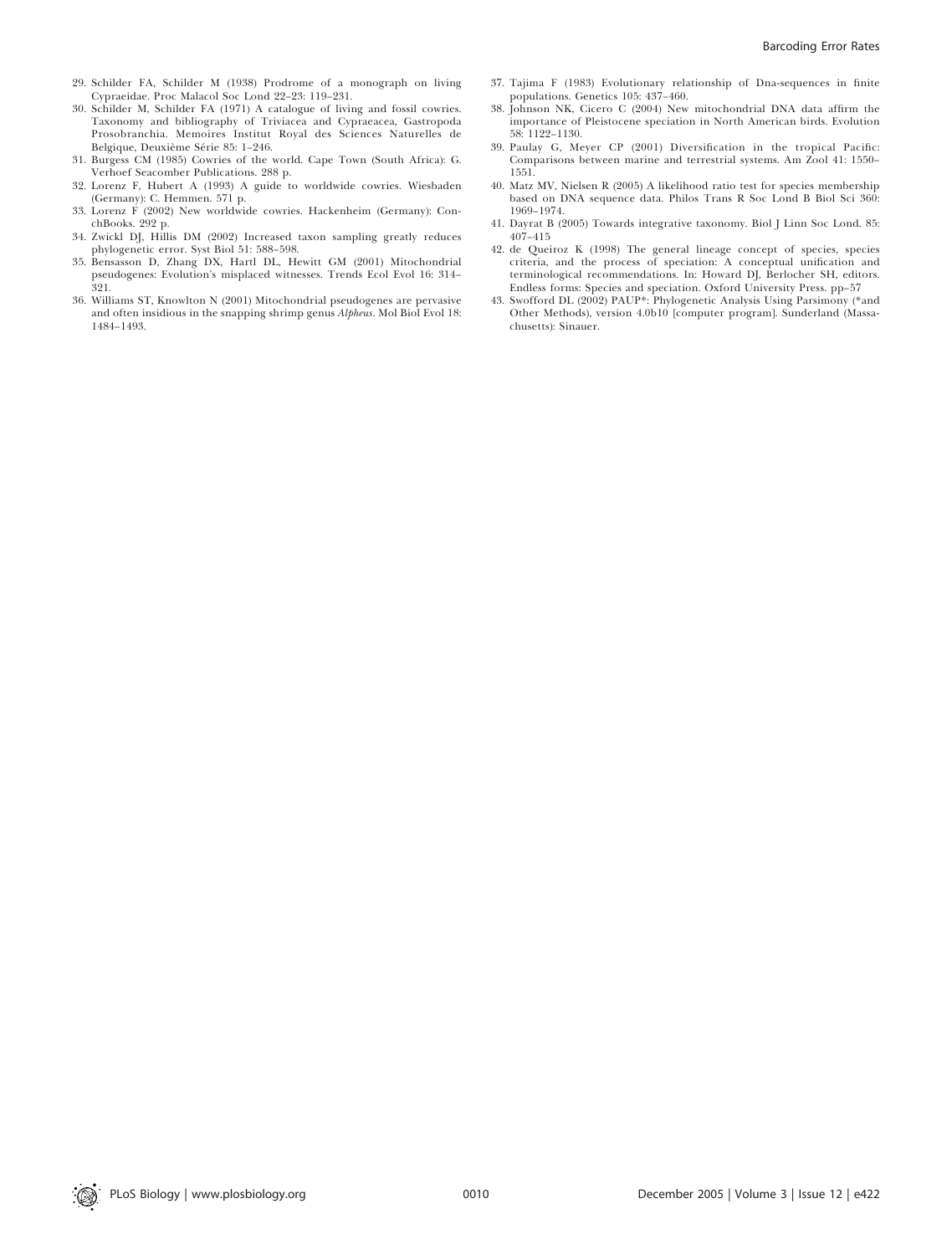29. Schilder FA, Schilder M (1938) Prodrome of a monograph on living Cypraeidae. Proc Malacol Soc Lond 22–23: 119–231.
30. Schilder M, Schilder FA (1971) A catalogue of living and fossil cowries. Taxonomy and bibliography of Triviacea and Cypraeacea, Gastropoda Prosobranchia. Memoires Institut Royal des Sciences Naturelles de Belgique, Deuxième Série 85: 1–246.
31. Burgess CM (1985) Cowries of the world. Cape Town (South Africa): G. Verhoef Seacomber Publications. 288 p.
32. Lorenz F, Hubert A (1993) A guide to worldwide cowries. Wiesbaden (Germany): C. Hemmen. 571 p.
33. Lorenz F (2002) New worldwide cowries. Hackenheim (Germany): ConchBooks. 292 p.
34. Zwickl DJ, Hillis DM (2002) Increased taxon sampling greatly reduces phylogenetic error. Syst Biol 51: 588–598.
35. Bensasson D, Zhang DX, Hartl DL, Hewitt GM (2001) Mitochondrial pseudogenes: Evolution's misplaced witnesses. Trends Ecol Evol 16: 314–321.
36. Williams ST, Knowlton N (2001) Mitochondrial pseudogenes are pervasive and often insidious in the snapping shrimp genus *Alpheus*. Mol Biol Evol 18: 1484–1493.
37. Tajima F (1983) Evolutionary relationship of Dna-sequences in finite populations. Genetics 105: 437–460.
38. Johnson NK, Cicero C (2004) New mitochondrial DNA data affirm the importance of Pleistocene speciation in North American birds. Evolution 58: 1122–1130.
39. Paulay G, Meyer CP (2001) Diversification in the tropical Pacific: Comparisons between marine and terrestrial systems. Am Zool 41: 1550–1551.
40. Matz MV, Nielsen R (2005) A likelihood ratio test for species membership based on DNA sequence data. Philos Trans R Soc Lond B Biol Sci 360: 1969–1974.
41. Dayrat B (2005) Towards integrative taxonomy. Biol J Linn Soc Lond. 85: 407–415
42. de Queiroz K (1998) The general lineage concept of species, species criteria, and the process of speciation: A conceptual unification and terminological recommendations. In: Howard DJ, Berlocher SH, editors. Endless forms: Species and speciation. Oxford University Press. pp–57
43. Swofford DL (2002) PAUP*: Phylogenetic Analysis Using Parsimony (*and Other Methods), version 4.0b10 [computer program]. Sunderland (Massachusetts): Sinauer.